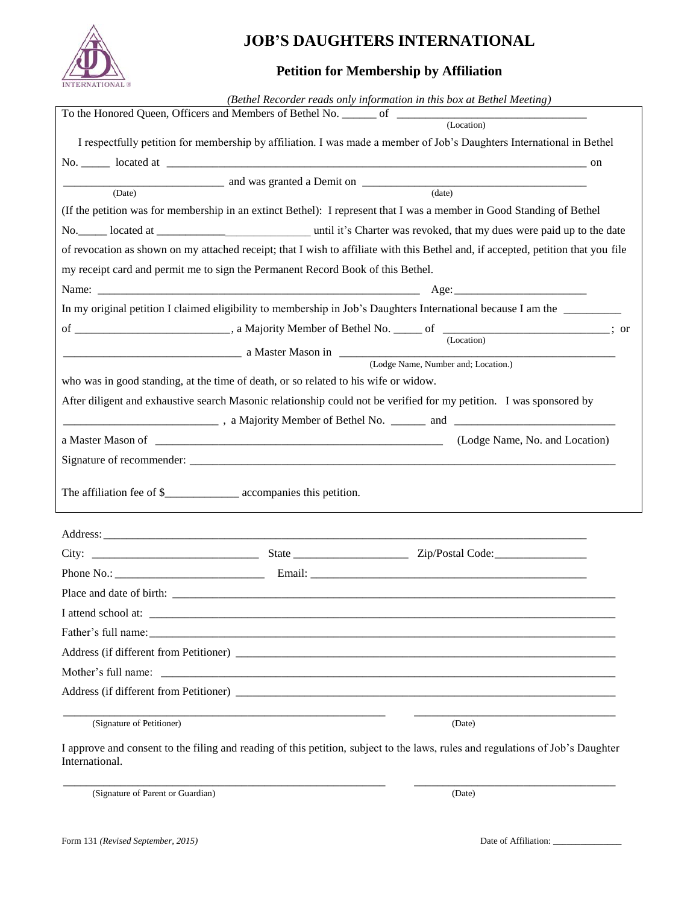# JOB'S DAUGHTERS INTERNATIONAL

## Petition for Membership by Affiliation

*(Bethel Recorder reads only information in this box at Bethel Meeting)*

To the Honored Queen, Officers and Members of Bethel No. ______ of ________________________________
(Location)

I respectfully petition for membership by affiliation. I was made a member of Job's Daughters International in Bethel No. _____ located at ____________________________________________________________________________ on ___________________________ and was granted a Demit on ________________________________________
(Date) (date)

(If the petition was for membership in an extinct Bethel): I represent that I was a member in Good Standing of Bethel No._____ located at ____________________________ until it's Charter was revoked, that my dues were paid up to the date of revocation as shown on my attached receipt; that I wish to affiliate with this Bethel and, if accepted, petition that you file my receipt card and permit me to sign the Permanent Record Book of this Bethel.

Name: _________________________________________________________ Age:_______________________

In my original petition I claimed eligibility to membership in Job's Daughters International because I am the __________ of __________________________, a Majority Member of Bethel No. _____ of _____________________________; or
(Location)
_______________________________ a Master Mason in ______________________________________________
(Lodge Name, Number and; Location.)
who was in good standing, at the time of death, or so related to his wife or widow.

After diligent and exhaustive search Masonic relationship could not be verified for my petition. I was sponsored by __________________________ , a Majority Member of Bethel No. ______ and ____________________________
a Master Mason of __________________________________________________ (Lodge Name, No. and Location)

Signature of recommender: ______________________________________________________________________

The affiliation fee of $_____________ accompanies this petition.

Address:_______________________________________________________________________________________

City: ____________________________ State ____________________ Zip/Postal Code:________________

Phone No.: __________________________ Email: __________________________________________________

Place and date of birth: _______________________________________________________________________

I attend school at: ___________________________________________________________________________

Father's full name:___________________________________________________________________________

Address (if different from Petitioner) _________________________________________________________

Mother's full name: __________________________________________________________________________

Address (if different from Petitioner) _________________________________________________________

________________________________________________________ ____________________________________
(Signature of Petitioner) (Date)

I approve and consent to the filing and reading of this petition, subject to the laws, rules and regulations of Job's Daughter International.

________________________________________________________ ____________________________________
(Signature of Parent or Guardian) (Date)

Form 131 *(Revised September, 2015)* Date of Affiliation: _______________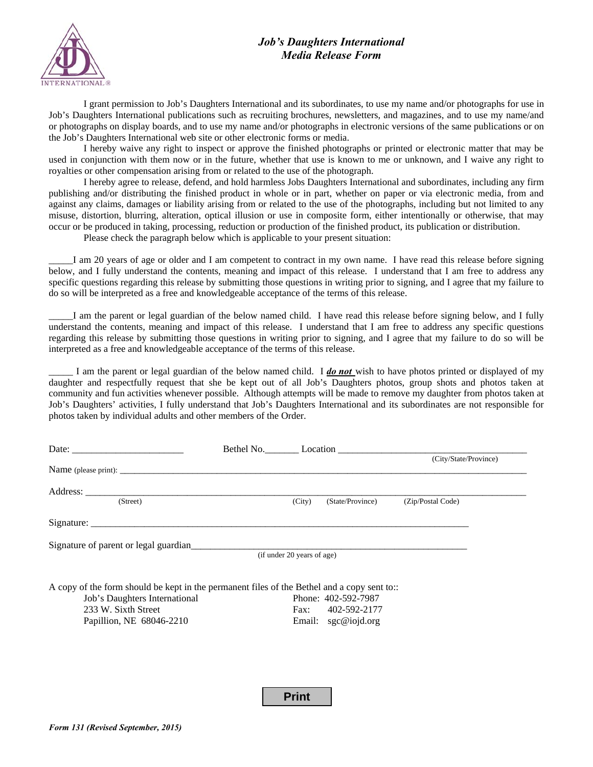# *Job's Daughters International*
# *Media Release Form*

I grant permission to Job's Daughters International and its subordinates, to use my name and/or photographs for use in Job's Daughters International publications such as recruiting brochures, newsletters, and magazines, and to use my name/and or photographs on display boards, and to use my name and/or photographs in electronic versions of the same publications or on the Job's Daughters International web site or other electronic forms or media.

I hereby waive any right to inspect or approve the finished photographs or printed or electronic matter that may be used in conjunction with them now or in the future, whether that use is known to me or unknown, and I waive any right to royalties or other compensation arising from or related to the use of the photograph.

I hereby agree to release, defend, and hold harmless Jobs Daughters International and subordinates, including any firm publishing and/or distributing the finished product in whole or in part, whether on paper or via electronic media, from and against any claims, damages or liability arising from or related to the use of the photographs, including but not limited to any misuse, distortion, blurring, alteration, optical illusion or use in composite form, either intentionally or otherwise, that may occur or be produced in taking, processing, reduction or production of the finished product, its publication or distribution.

Please check the paragraph below which is applicable to your present situation:

_____I am 20 years of age or older and I am competent to contract in my own name. I have read this release before signing below, and I fully understand the contents, meaning and impact of this release. I understand that I am free to address any specific questions regarding this release by submitting those questions in writing prior to signing, and I agree that my failure to do so will be interpreted as a free and knowledgeable acceptance of the terms of this release.

_____I am the parent or legal guardian of the below named child. I have read this release before signing below, and I fully understand the contents, meaning and impact of this release. I understand that I am free to address any specific questions regarding this release by submitting those questions in writing prior to signing, and I agree that my failure to do so will be interpreted as a free and knowledgeable acceptance of the terms of this release.

_____ I am the parent or legal guardian of the below named child. I ***do not*** wish to have photos printed or displayed of my daughter and respectfully request that she be kept out of all Job's Daughters photos, group shots and photos taken at community and fun activities whenever possible. Although attempts will be made to remove my daughter from photos taken at Job's Daughters' activities, I fully understand that Job's Daughters International and its subordinates are not responsible for photos taken by individual adults and other members of the Order.

Date: ______________________ Bethel No._______ Location ____________________________________
(City/State/Province)

Name (please print): ______________________________________________________________________

Address: ________________________________________________________________________________
(Street) (City) (State/Province) (Zip/Postal Code)

Signature: ___________________________________________________________________________

Signature of parent or legal guardian_________________________________________________________
(if under 20 years of age)

A copy of the form should be kept in the permanent files of the Bethel and a copy sent to::

Job's Daughters International
233 W. Sixth Street
Papillion, NE 68046-2210

Phone: 402-592-7987
Fax: 402-592-2177
Email: sgc@iojd.org

Print

*Form 131 (Revised September, 2015)*